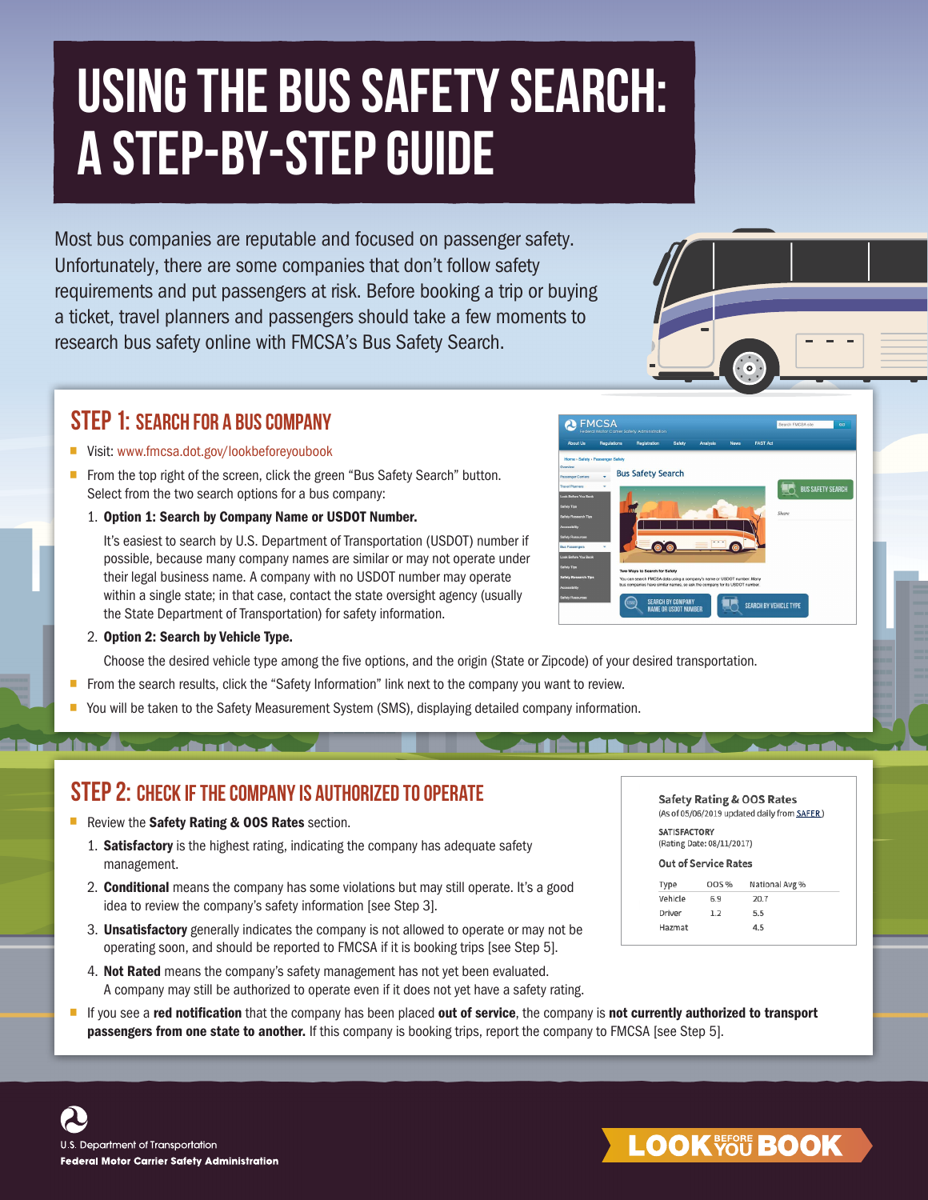# USING THE BUS SAFETY SEARCH: A STEP-BY-STEP GUIDE

Most bus companies are reputable and focused on passenger safety. Unfortunately, there are some companies that don't follow safety requirements and put passengers at risk. Before booking a trip or buying a ticket, travel planners and passengers should take a few moments to research bus safety online with FMCSA's Bus Safety Search.

## STEP 1: SEARCH FOR A BUS COMPANY

- Visit: www.fmcsa.dot.gov/lookbeforeyoubook
- From the top right of the screen, click the green "Bus Safety Search" button. Select from the two search options for a bus company:
  1. **Option 1: Search by Company Name or USDOT Number.**

     It's easiest to search by U.S. Department of Transportation (USDOT) number if possible, because many company names are similar or may not operate under their legal business name. A company with no USDOT number may operate within a single state; in that case, contact the state oversight agency (usually the State Department of Transportation) for safety information.
  2. **Option 2: Search by Vehicle Type.**

     Choose the desired vehicle type among the five options, and the origin (State or Zipcode) of your desired transportation.
- From the search results, click the "Safety Information" link next to the company you want to review.
- You will be taken to the Safety Measurement System (SMS), displaying detailed company information.

## STEP 2: CHECK IF THE COMPANY IS AUTHORIZED TO OPERATE

- Review the **Safety Rating & OOS Rates** section.
  1. **Satisfactory** is the highest rating, indicating the company has adequate safety management.
  2. **Conditional** means the company has some violations but may still operate. It's a good idea to review the company's safety information [see Step 3].
  3. **Unsatisfactory** generally indicates the company is not allowed to operate or may not be operating soon, and should be reported to FMCSA if it is booking trips [see Step 5].
  4. **Not Rated** means the company's safety management has not yet been evaluated. A company may still be authorized to operate even if it does not yet have a safety rating.
- If you see a **red notification** that the company has been placed **out of service**, the company is **not currently authorized to transport passengers from one state to another.** If this company is booking trips, report the company to FMCSA [see Step 5].

**Safety Rating & OOS Rates**
(As of 05/06/2019 updated daily from SAFER)

SATISFACTORY
(Rating Date: 08/11/2017)

**Out of Service Rates**

| Type | OOS % | National Avg % |
|---|---|---|
| Vehicle | 6.9 | 20.7 |
| Driver | 1.2 | 5.5 |
| Hazmat | | 4.5 |

U.S. Department of Transportation
**Federal Motor Carrier Safety Administration**

LOOK BEFORE YOU BOOK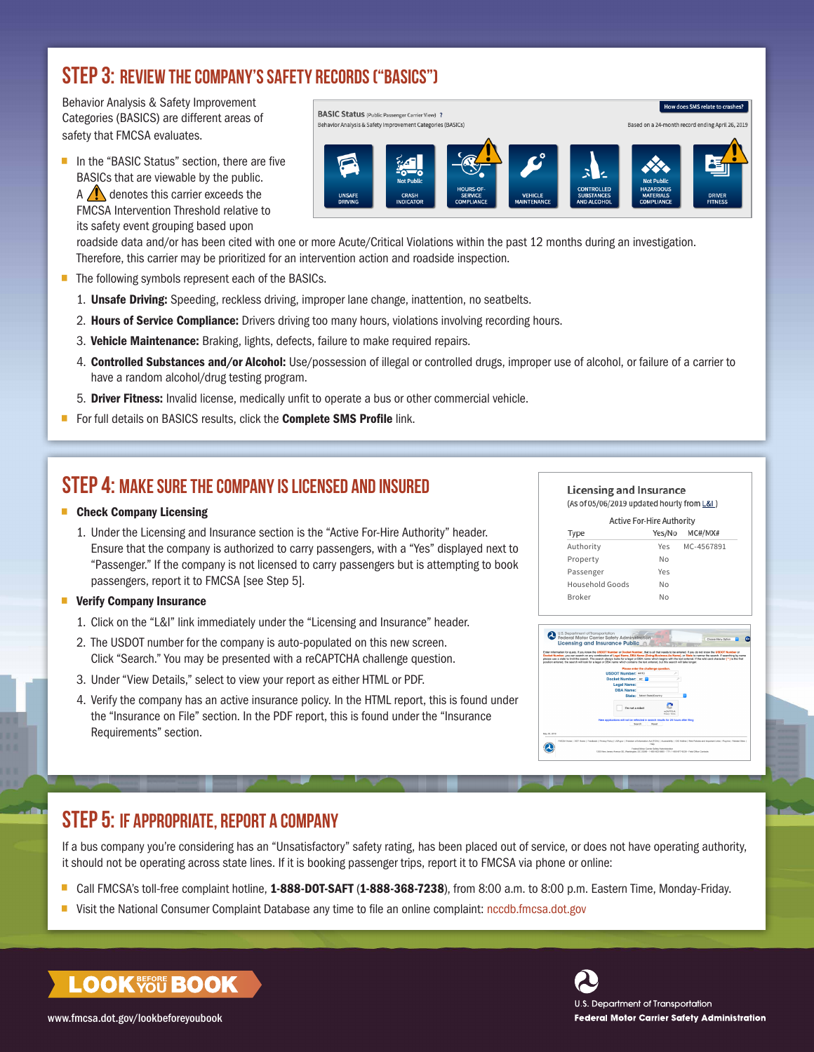## STEP 3: REVIEW THE COMPANY'S SAFETY RECORDS ("BASICS")

Behavior Analysis & Safety Improvement Categories (BASICS) are different areas of safety that FMCSA evaluates.

- In the "BASIC Status" section, there are five BASICs that are viewable by the public. A ⚠ denotes this carrier exceeds the FMCSA Intervention Threshold relative to its safety event grouping based upon roadside data and/or has been cited with one or more Acute/Critical Violations within the past 12 months during an investigation. Therefore, this carrier may be prioritized for an intervention action and roadside inspection.

BASIC Status (Public Passenger Carrier View) ?
Behavior Analysis & Safety Improvement Categories (BASICs)
How does SMS relate to crashes?
Based on a 24-month record ending April 26, 2019
UNSAFE DRIVING
Not Public CRASH INDICATOR
HOURS-OF-SERVICE COMPLIANCE
VEHICLE MAINTENANCE
CONTROLLED SUBSTANCES AND ALCOHOL
Not Public HAZARDOUS MATERIALS COMPLIANCE
DRIVER FITNESS

- The following symbols represent each of the BASICs.
  1. **Unsafe Driving:** Speeding, reckless driving, improper lane change, inattention, no seatbelts.
  2. **Hours of Service Compliance:** Drivers driving too many hours, violations involving recording hours.
  3. **Vehicle Maintenance:** Braking, lights, defects, failure to make required repairs.
  4. **Controlled Substances and/or Alcohol:** Use/possession of illegal or controlled drugs, improper use of alcohol, or failure of a carrier to have a random alcohol/drug testing program.
  5. **Driver Fitness:** Invalid license, medically unfit to operate a bus or other commercial vehicle.
- For full details on BASICS results, click the **Complete SMS Profile** link.

## STEP 4: MAKE SURE THE COMPANY IS LICENSED AND INSURED

- **Check Company Licensing**
  1. Under the Licensing and Insurance section is the "Active For-Hire Authority" header. Ensure that the company is authorized to carry passengers, with a "Yes" displayed next to "Passenger." If the company is not licensed to carry passengers but is attempting to book passengers, report it to FMCSA [see Step 5].
- **Verify Company Insurance**
  1. Click on the "L&I" link immediately under the "Licensing and Insurance" header.
  2. The USDOT number for the company is auto-populated on this new screen. Click "Search." You may be presented with a reCAPTCHA challenge question.
  3. Under "View Details," select to view your report as either HTML or PDF.
  4. Verify the company has an active insurance policy. In the HTML report, this is found under the "Insurance on File" section. In the PDF report, this is found under the "Insurance Requirements" section.

**Licensing and Insurance**
(As of 05/06/2019 updated hourly from L&I)

Active For-Hire Authority

| Type | Yes/No | MC#/MX# |
|---|---|---|
| Authority | Yes | MC-4567891 |
| Property | No | |
| Passenger | Yes | |
| Household Goods | No | |
| Broker | No | |

## STEP 5: IF APPROPRIATE, REPORT A COMPANY

If a bus company you're considering has an "Unsatisfactory" safety rating, has been placed out of service, or does not have operating authority, it should not be operating across state lines. If it is booking passenger trips, report it to FMCSA via phone or online:

- Call FMCSA's toll-free complaint hotline, **1-888-DOT-SAFT** (**1-888-368-7238**), from 8:00 a.m. to 8:00 p.m. Eastern Time, Monday-Friday.
- Visit the National Consumer Complaint Database any time to file an online complaint: nccdb.fmcsa.dot.gov

LOOK BEFORE YOU BOOK

www.fmcsa.dot.gov/lookbeforeyoubook

U.S. Department of Transportation
**Federal Motor Carrier Safety Administration**